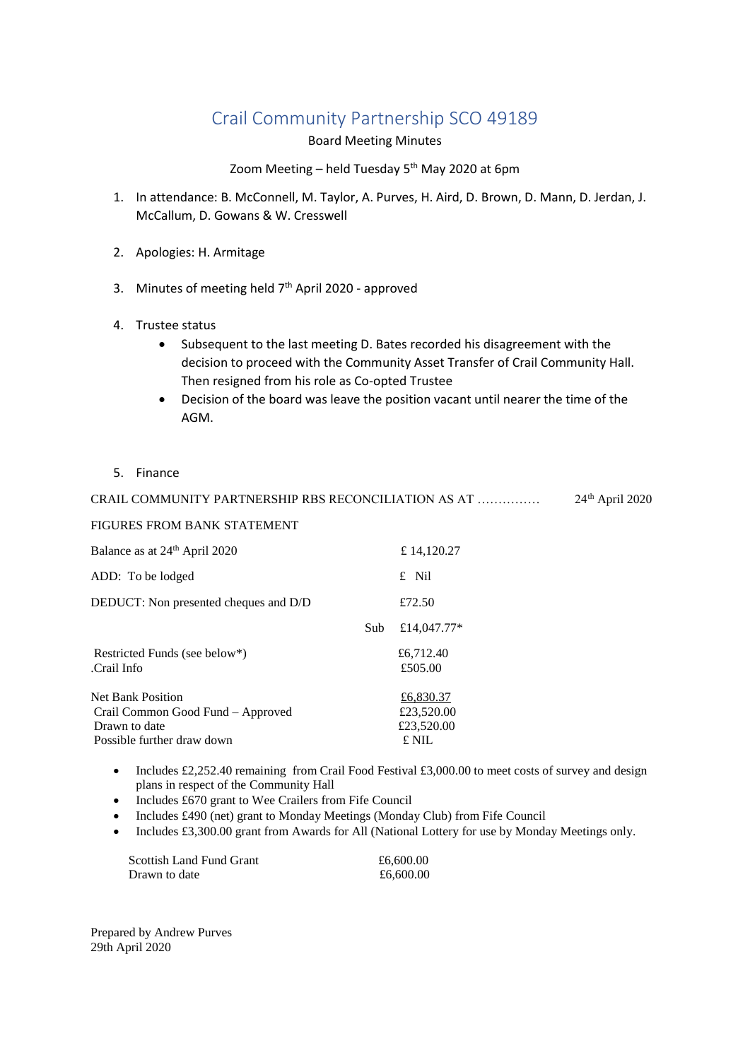# Crail Community Partnership SCO 49189

Board Meeting Minutes

Zoom Meeting – held Tuesday 5th May 2020 at 6pm

1. In attendance: B. McConnell, M. Taylor, A. Purves, H. Aird, D. Brown, D. Mann, D. Jerdan, J. McCallum, D. Gowans & W. Cresswell

2. Apologies: H. Armitage

3. Minutes of meeting held 7th April 2020 - approved

4. Trustee status
   - Subsequent to the last meeting D. Bates recorded his disagreement with the decision to proceed with the Community Asset Transfer of Crail Community Hall. Then resigned from his role as Co-opted Trustee
   - Decision of the board was leave the position vacant until nearer the time of the AGM.

5. Finance

CRAIL COMMUNITY PARTNERSHIP RBS RECONCILIATION AS AT …………… 24th April 2020

FIGURES FROM BANK STATEMENT

| | | |
|---|---|---|
| Balance as at 24th April 2020 | | £ 14,120.27 |
| ADD: To be lodged | | £ Nil |
| DEDUCT: Non presented cheques and D/D | | £72.50 |
| | Sub | £14,047.77* |
| Restricted Funds (see below*) | | £6,712.40 |
| .Crail Info | | £505.00 |
| Net Bank Position | | £6,830.37 |
| Crail Common Good Fund – Approved | | £23,520.00 |
| Drawn to date | | £23,520.00 |
| Possible further draw down | | £ NIL |

- Includes £2,252.40 remaining from Crail Food Festival £3,000.00 to meet costs of survey and design plans in respect of the Community Hall
- Includes £670 grant to Wee Crailers from Fife Council
- Includes £490 (net) grant to Monday Meetings (Monday Club) from Fife Council
- Includes £3,300.00 grant from Awards for All (National Lottery for use by Monday Meetings only.

| | |
|---|---|
| Scottish Land Fund Grant | £6,600.00 |
| Drawn to date | £6,600.00 |

Prepared by Andrew Purves
29th April 2020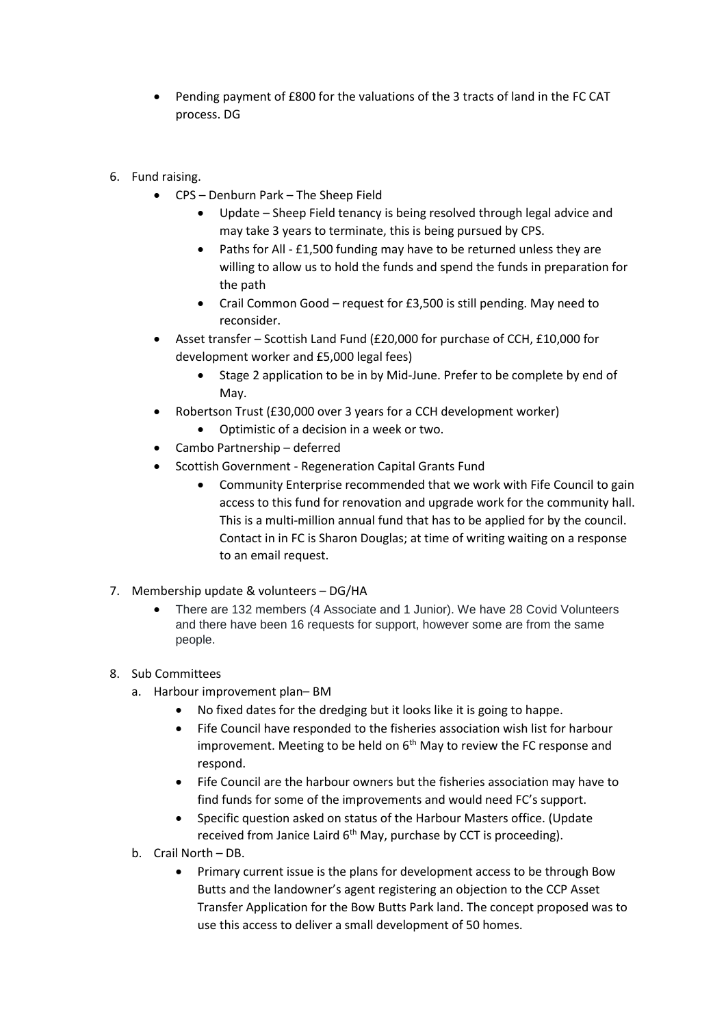- Pending payment of £800 for the valuations of the 3 tracts of land in the FC CAT process. DG

6. Fund raising.
   - CPS – Denburn Park – The Sheep Field
     - Update – Sheep Field tenancy is being resolved through legal advice and may take 3 years to terminate, this is being pursued by CPS.
     - Paths for All - £1,500 funding may have to be returned unless they are willing to allow us to hold the funds and spend the funds in preparation for the path
     - Crail Common Good – request for £3,500 is still pending. May need to reconsider.
   - Asset transfer – Scottish Land Fund (£20,000 for purchase of CCH, £10,000 for development worker and £5,000 legal fees)
     - Stage 2 application to be in by Mid-June. Prefer to be complete by end of May.
   - Robertson Trust (£30,000 over 3 years for a CCH development worker)
     - Optimistic of a decision in a week or two.
   - Cambo Partnership – deferred
   - Scottish Government - Regeneration Capital Grants Fund
     - Community Enterprise recommended that we work with Fife Council to gain access to this fund for renovation and upgrade work for the community hall. This is a multi-million annual fund that has to be applied for by the council. Contact in in FC is Sharon Douglas; at time of writing waiting on a response to an email request.

7. Membership update & volunteers – DG/HA
   - There are 132 members (4 Associate and 1 Junior). We have 28 Covid Volunteers and there have been 16 requests for support, however some are from the same people.

8. Sub Committees
   a. Harbour improvement plan– BM
      - No fixed dates for the dredging but it looks like it is going to happe.
      - Fife Council have responded to the fisheries association wish list for harbour improvement. Meeting to be held on 6th May to review the FC response and respond.
      - Fife Council are the harbour owners but the fisheries association may have to find funds for some of the improvements and would need FC's support.
      - Specific question asked on status of the Harbour Masters office. (Update received from Janice Laird 6th May, purchase by CCT is proceeding).

   b. Crail North – DB.
      - Primary current issue is the plans for development access to be through Bow Butts and the landowner's agent registering an objection to the CCP Asset Transfer Application for the Bow Butts Park land. The concept proposed was to use this access to deliver a small development of 50 homes.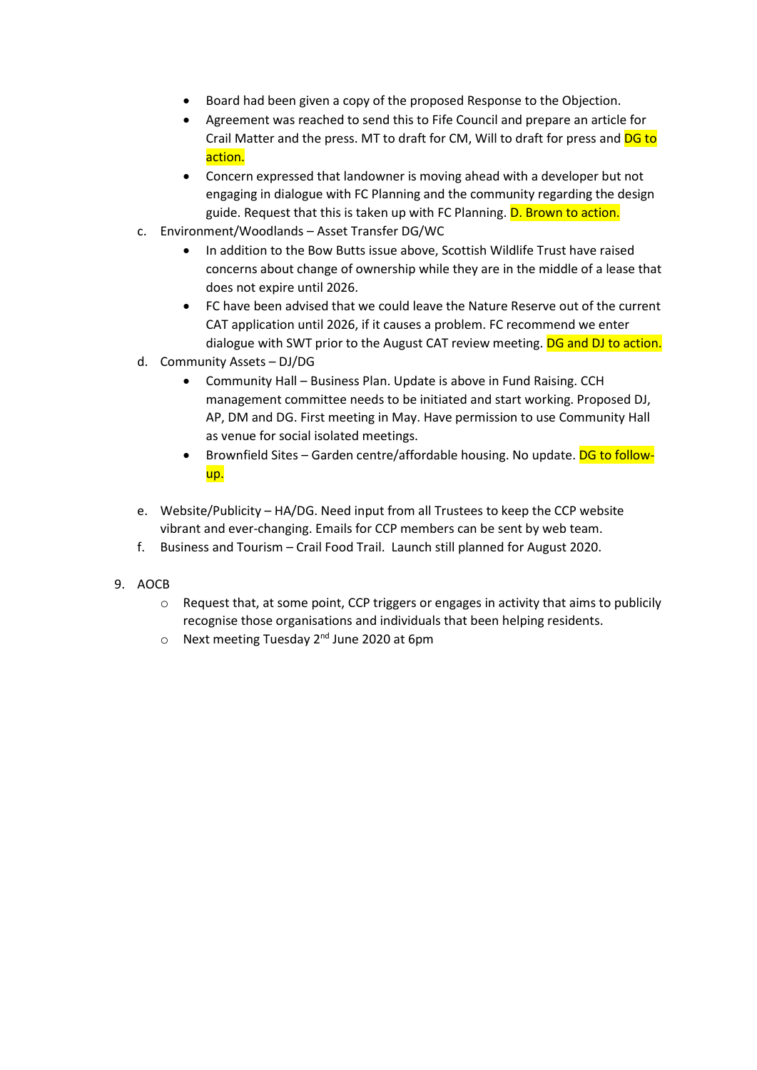- Board had been given a copy of the proposed Response to the Objection.
- Agreement was reached to send this to Fife Council and prepare an article for Crail Matter and the press. MT to draft for CM, Will to draft for press and DG to action.
- Concern expressed that landowner is moving ahead with a developer but not engaging in dialogue with FC Planning and the community regarding the design guide. Request that this is taken up with FC Planning. D. Brown to action.

c. Environment/Woodlands – Asset Transfer DG/WC

- In addition to the Bow Butts issue above, Scottish Wildlife Trust have raised concerns about change of ownership while they are in the middle of a lease that does not expire until 2026.
- FC have been advised that we could leave the Nature Reserve out of the current CAT application until 2026, if it causes a problem. FC recommend we enter dialogue with SWT prior to the August CAT review meeting. DG and DJ to action.

d. Community Assets – DJ/DG

- Community Hall – Business Plan. Update is above in Fund Raising. CCH management committee needs to be initiated and start working. Proposed DJ, AP, DM and DG. First meeting in May. Have permission to use Community Hall as venue for social isolated meetings.
- Brownfield Sites – Garden centre/affordable housing. No update. DG to follow-up.

e. Website/Publicity – HA/DG. Need input from all Trustees to keep the CCP website vibrant and ever-changing. Emails for CCP members can be sent by web team.

f. Business and Tourism – Crail Food Trail. Launch still planned for August 2020.

9. AOCB

- Request that, at some point, CCP triggers or engages in activity that aims to publicly recognise those organisations and individuals that been helping residents.
- Next meeting Tuesday 2nd June 2020 at 6pm